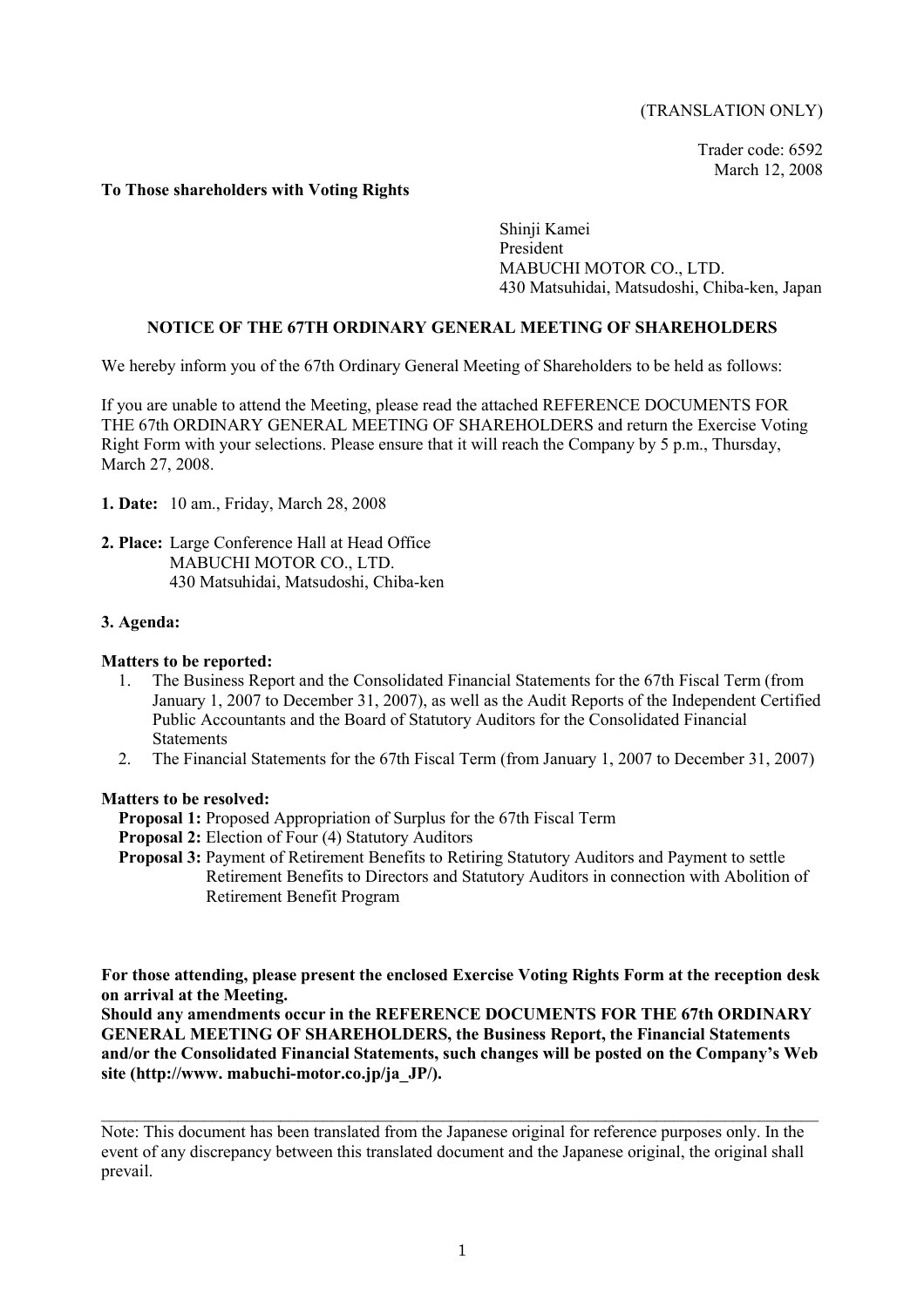(TRANSLATION ONLY)

Trader code: 6592
March 12, 2008

**To Those shareholders with Voting Rights**

Shinji Kamei
President
MABUCHI MOTOR CO., LTD.
430 Matsuhidai, Matsudoshi, Chiba-ken, Japan

## NOTICE OF THE 67TH ORDINARY GENERAL MEETING OF SHAREHOLDERS

We hereby inform you of the 67th Ordinary General Meeting of Shareholders to be held as follows:

If you are unable to attend the Meeting, please read the attached REFERENCE DOCUMENTS FOR THE 67th ORDINARY GENERAL MEETING OF SHAREHOLDERS and return the Exercise Voting Right Form with your selections. Please ensure that it will reach the Company by 5 p.m., Thursday, March 27, 2008.

**1. Date:** 10 am., Friday, March 28, 2008

**2. Place:** Large Conference Hall at Head Office
MABUCHI MOTOR CO., LTD.
430 Matsuhidai, Matsudoshi, Chiba-ken

**3. Agenda:**

**Matters to be reported:**

1. The Business Report and the Consolidated Financial Statements for the 67th Fiscal Term (from January 1, 2007 to December 31, 2007), as well as the Audit Reports of the Independent Certified Public Accountants and the Board of Statutory Auditors for the Consolidated Financial Statements
2. The Financial Statements for the 67th Fiscal Term (from January 1, 2007 to December 31, 2007)

**Matters to be resolved:**

**Proposal 1:** Proposed Appropriation of Surplus for the 67th Fiscal Term
**Proposal 2:** Election of Four (4) Statutory Auditors
**Proposal 3:** Payment of Retirement Benefits to Retiring Statutory Auditors and Payment to settle Retirement Benefits to Directors and Statutory Auditors in connection with Abolition of Retirement Benefit Program

**For those attending, please present the enclosed Exercise Voting Rights Form at the reception desk on arrival at the Meeting.**
**Should any amendments occur in the REFERENCE DOCUMENTS FOR THE 67th ORDINARY GENERAL MEETING OF SHAREHOLDERS, the Business Report, the Financial Statements and/or the Consolidated Financial Statements, such changes will be posted on the Company's Web site (http://www. mabuchi-motor.co.jp/ja_JP/).**

---

Note: This document has been translated from the Japanese original for reference purposes only. In the event of any discrepancy between this translated document and the Japanese original, the original shall prevail.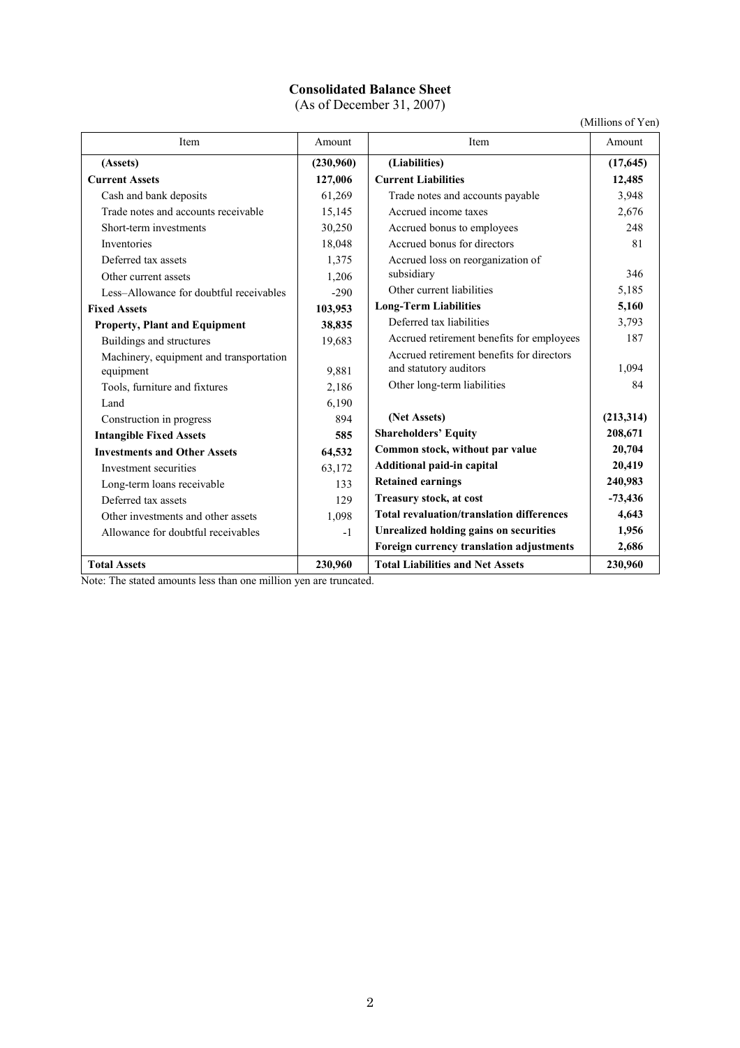# Consolidated Balance Sheet

(As of December 31, 2007)

(Millions of Yen)

| Item | Amount | Item | Amount |
|---|---|---|---|
| **(Assets)** | **(230,960)** | **(Liabilities)** | **(17,645)** |
| **Current Assets** | **127,006** | **Current Liabilities** | **12,485** |
| Cash and bank deposits | 61,269 | Trade notes and accounts payable | 3,948 |
| Trade notes and accounts receivable | 15,145 | Accrued income taxes | 2,676 |
| Short-term investments | 30,250 | Accrued bonus to employees | 248 |
| Inventories | 18,048 | Accrued bonus for directors | 81 |
| Deferred tax assets | 1,375 | Accrued loss on reorganization of subsidiary | 346 |
| Other current assets | 1,206 | Other current liabilities | 5,185 |
| Less–Allowance for doubtful receivables | -290 | **Long-Term Liabilities** | **5,160** |
| **Fixed Assets** | **103,953** | Deferred tax liabilities | 3,793 |
| **Property, Plant and Equipment** | **38,835** | Accrued retirement benefits for employees | 187 |
| Buildings and structures | 19,683 | Accrued retirement benefits for directors and statutory auditors | 1,094 |
| Machinery, equipment and transportation equipment | 9,881 | Other long-term liabilities | 84 |
| Tools, furniture and fixtures | 2,186 | | |
| Land | 6,190 | | |
| Construction in progress | 894 | **(Net Assets)** | **(213,314)** |
| **Intangible Fixed Assets** | **585** | **Shareholders' Equity** | **208,671** |
| **Investments and Other Assets** | **64,532** | **Common stock, without par value** | **20,704** |
| Investment securities | 63,172 | **Additional paid-in capital** | **20,419** |
| Long-term loans receivable | 133 | **Retained earnings** | **240,983** |
| Deferred tax assets | 129 | **Treasury stock, at cost** | **-73,436** |
| Other investments and other assets | 1,098 | **Total revaluation/translation differences** | **4,643** |
| Allowance for doubtful receivables | -1 | **Unrealized holding gains on securities** | **1,956** |
| | | **Foreign currency translation adjustments** | **2,686** |
| **Total Assets** | **230,960** | **Total Liabilities and Net Assets** | **230,960** |

Note: The stated amounts less than one million yen are truncated.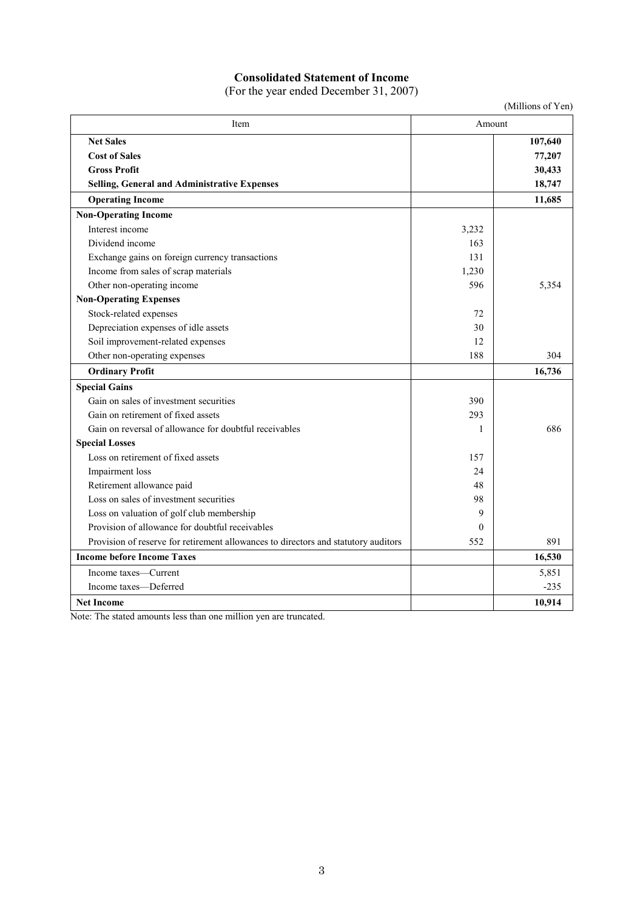## Consolidated Statement of Income

(For the year ended December 31, 2007)

(Millions of Yen)

| Item | Amount | |
|---|---|---|
| **Net Sales** | | **107,640** |
| **Cost of Sales** | | **77,207** |
| **Gross Profit** | | **30,433** |
| **Selling, General and Administrative Expenses** | | **18,747** |
| **Operating Income** | | **11,685** |
| **Non-Operating Income** | | |
| Interest income | 3,232 | |
| Dividend income | 163 | |
| Exchange gains on foreign currency transactions | 131 | |
| Income from sales of scrap materials | 1,230 | |
| Other non-operating income | 596 | 5,354 |
| **Non-Operating Expenses** | | |
| Stock-related expenses | 72 | |
| Depreciation expenses of idle assets | 30 | |
| Soil improvement-related expenses | 12 | |
| Other non-operating expenses | 188 | 304 |
| **Ordinary Profit** | | **16,736** |
| **Special Gains** | | |
| Gain on sales of investment securities | 390 | |
| Gain on retirement of fixed assets | 293 | |
| Gain on reversal of allowance for doubtful receivables | 1 | 686 |
| **Special Losses** | | |
| Loss on retirement of fixed assets | 157 | |
| Impairment loss | 24 | |
| Retirement allowance paid | 48 | |
| Loss on sales of investment securities | 98 | |
| Loss on valuation of golf club membership | 9 | |
| Provision of allowance for doubtful receivables | 0 | |
| Provision of reserve for retirement allowances to directors and statutory auditors | 552 | 891 |
| **Income before Income Taxes** | | **16,530** |
| Income taxes—Current | | 5,851 |
| Income taxes—Deferred | | -235 |
| **Net Income** | | **10,914** |

Note: The stated amounts less than one million yen are truncated.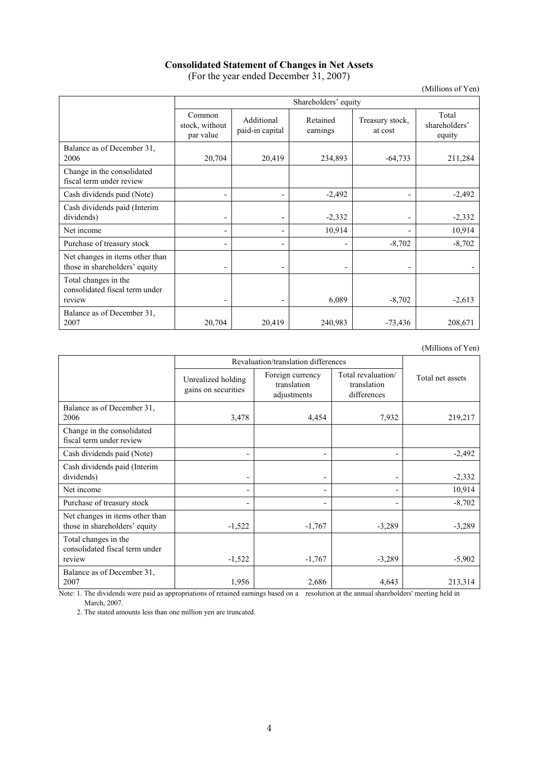## Consolidated Statement of Changes in Net Assets

(For the year ended December 31, 2007)

(Millions of Yen)

| | Shareholders' equity | | | | |
|---|---|---|---|---|---|
| | Common stock, without par value | Additional paid-in capital | Retained earnings | Treasury stock, at cost | Total shareholders' equity |
| Balance as of December 31, 2006 | 20,704 | 20,419 | 234,893 | -64,733 | 211,284 |
| Change in the consolidated fiscal term under review | | | | | |
| Cash dividends paid (Note) | - | - | -2,492 | - | -2,492 |
| Cash dividends paid (Interim dividends) | - | - | -2,332 | - | -2,332 |
| Net income | - | - | 10,914 | - | 10,914 |
| Purchase of treasury stock | - | - | - | -8,702 | -8,702 |
| Net changes in items other than those in shareholders' equity | - | - | - | - | - |
| Total changes in the consolidated fiscal term under review | - | - | 6,089 | -8,702 | -2,613 |
| Balance as of December 31, 2007 | 20,704 | 20,419 | 240,983 | -73,436 | 208,671 |

(Millions of Yen)

| | Revaluation/translation differences | | | Total net assets |
|---|---|---|---|---|
| | Unrealized holding gains on securities | Foreign currency translation adjustments | Total revaluation/ translation differences | |
| Balance as of December 31, 2006 | 3,478 | 4,454 | 7,932 | 219,217 |
| Change in the consolidated fiscal term under review | | | | |
| Cash dividends paid (Note) | - | - | - | -2,492 |
| Cash dividends paid (Interim dividends) | - | - | - | -2,332 |
| Net income | - | - | - | 10,914 |
| Purchase of treasury stock | - | - | - | -8,702 |
| Net changes in items other than those in shareholders' equity | -1,522 | -1,767 | -3,289 | -3,289 |
| Total changes in the consolidated fiscal term under review | -1,522 | -1,767 | -3,289 | -5,902 |
| Balance as of December 31, 2007 | 1,956 | 2,686 | 4,643 | 213,314 |

Note: 1. The dividends were paid as appropriations of retained earnings based on a resolution at the annual shareholders' meeting held in March, 2007.

2. The stated amounts less than one million yen are truncated.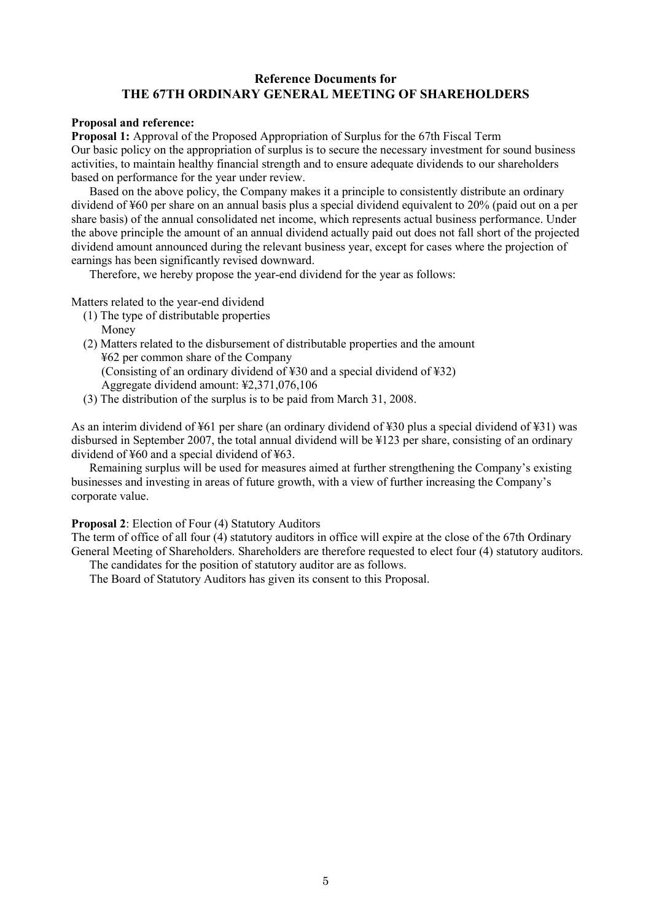# Reference Documents for THE 67TH ORDINARY GENERAL MEETING OF SHAREHOLDERS

**Proposal and reference:**

**Proposal 1:** Approval of the Proposed Appropriation of Surplus for the 67th Fiscal Term

Our basic policy on the appropriation of surplus is to secure the necessary investment for sound business activities, to maintain healthy financial strength and to ensure adequate dividends to our shareholders based on performance for the year under review.

Based on the above policy, the Company makes it a principle to consistently distribute an ordinary dividend of ¥60 per share on an annual basis plus a special dividend equivalent to 20% (paid out on a per share basis) of the annual consolidated net income, which represents actual business performance. Under the above principle the amount of an annual dividend actually paid out does not fall short of the projected dividend amount announced during the relevant business year, except for cases where the projection of earnings has been significantly revised downward.

Therefore, we hereby propose the year-end dividend for the year as follows:

Matters related to the year-end dividend

(1) The type of distributable properties
 Money

(2) Matters related to the disbursement of distributable properties and the amount
 ¥62 per common share of the Company
 (Consisting of an ordinary dividend of ¥30 and a special dividend of ¥32)
 Aggregate dividend amount: ¥2,371,076,106

(3) The distribution of the surplus is to be paid from March 31, 2008.

As an interim dividend of ¥61 per share (an ordinary dividend of ¥30 plus a special dividend of ¥31) was disbursed in September 2007, the total annual dividend will be ¥123 per share, consisting of an ordinary dividend of ¥60 and a special dividend of ¥63.

Remaining surplus will be used for measures aimed at further strengthening the Company's existing businesses and investing in areas of future growth, with a view of further increasing the Company's corporate value.

**Proposal 2**: Election of Four (4) Statutory Auditors

The term of office of all four (4) statutory auditors in office will expire at the close of the 67th Ordinary General Meeting of Shareholders. Shareholders are therefore requested to elect four (4) statutory auditors.

The candidates for the position of statutory auditor are as follows.

The Board of Statutory Auditors has given its consent to this Proposal.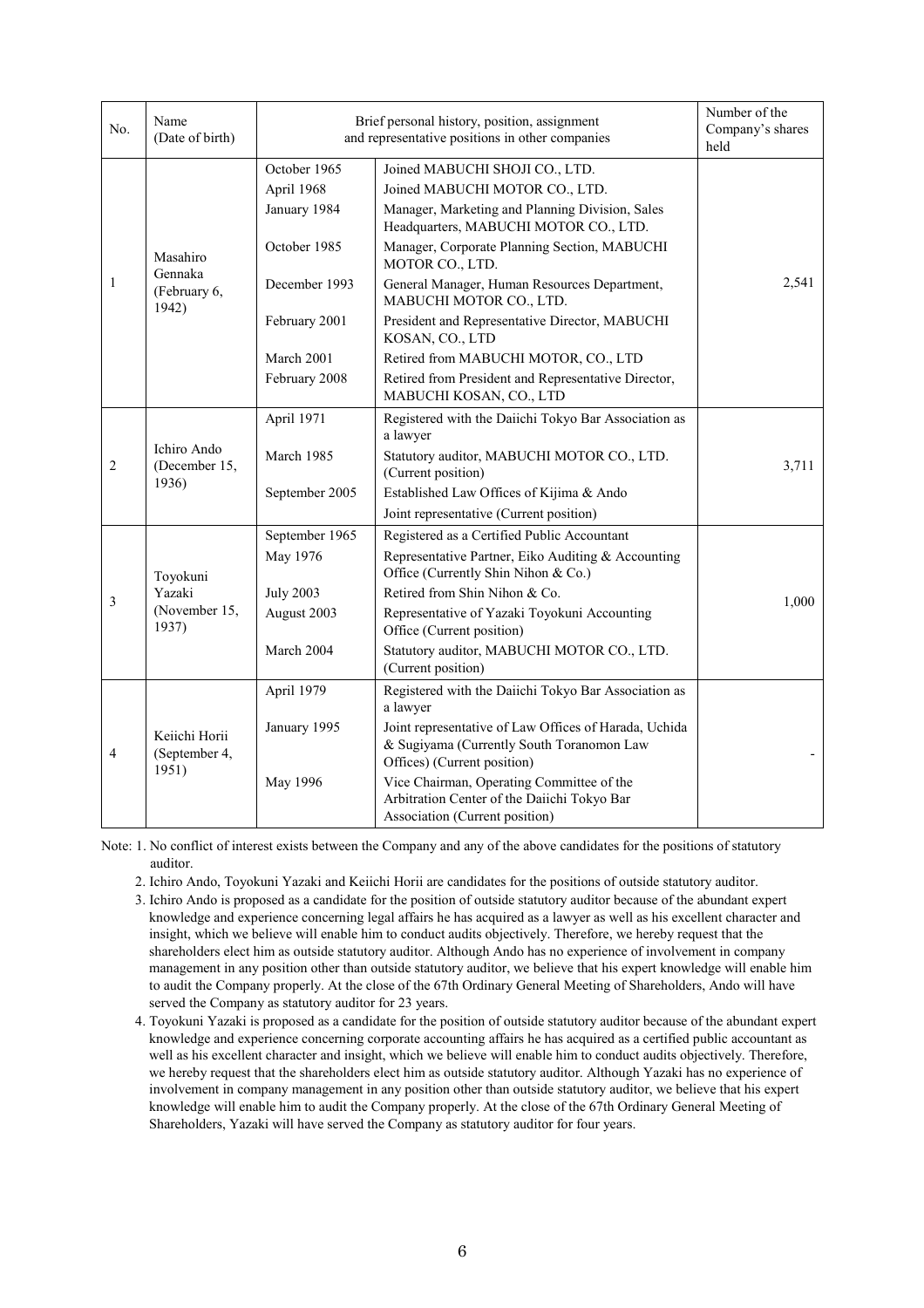| No. | Name (Date of birth) | Brief personal history, position, assignment and representative positions in other companies | | Number of the Company's shares held |
|---|---|---|---|---|
| 1 | Masahiro Gennaka (February 6, 1942) | October 1965 | Joined MABUCHI SHOJI CO., LTD. | 2,541 |
| | | April 1968 | Joined MABUCHI MOTOR CO., LTD. | |
| | | January 1984 | Manager, Marketing and Planning Division, Sales Headquarters, MABUCHI MOTOR CO., LTD. | |
| | | October 1985 | Manager, Corporate Planning Section, MABUCHI MOTOR CO., LTD. | |
| | | December 1993 | General Manager, Human Resources Department, MABUCHI MOTOR CO., LTD. | |
| | | February 2001 | President and Representative Director, MABUCHI KOSAN, CO., LTD | |
| | | March 2001 | Retired from MABUCHI MOTOR, CO., LTD | |
| | | February 2008 | Retired from President and Representative Director, MABUCHI KOSAN, CO., LTD | |
| 2 | Ichiro Ando (December 15, 1936) | April 1971 | Registered with the Daiichi Tokyo Bar Association as a lawyer | 3,711 |
| | | March 1985 | Statutory auditor, MABUCHI MOTOR CO., LTD. (Current position) | |
| | | September 2005 | Established Law Offices of Kijima & Ando | |
| | | | Joint representative (Current position) | |
| 3 | Toyokuni Yazaki (November 15, 1937) | September 1965 | Registered as a Certified Public Accountant | 1,000 |
| | | May 1976 | Representative Partner, Eiko Auditing & Accounting Office (Currently Shin Nihon & Co.) | |
| | | July 2003 | Retired from Shin Nihon & Co. | |
| | | August 2003 | Representative of Yazaki Toyokuni Accounting Office (Current position) | |
| | | March 2004 | Statutory auditor, MABUCHI MOTOR CO., LTD. (Current position) | |
| 4 | Keiichi Horii (September 4, 1951) | April 1979 | Registered with the Daiichi Tokyo Bar Association as a lawyer | - |
| | | January 1995 | Joint representative of Law Offices of Harada, Uchida & Sugiyama (Currently South Toranomon Law Offices) (Current position) | |
| | | May 1996 | Vice Chairman, Operating Committee of the Arbitration Center of the Daiichi Tokyo Bar Association (Current position) | |

Note: 1. No conflict of interest exists between the Company and any of the above candidates for the positions of statutory auditor.

2. Ichiro Ando, Toyokuni Yazaki and Keiichi Horii are candidates for the positions of outside statutory auditor.

3. Ichiro Ando is proposed as a candidate for the position of outside statutory auditor because of the abundant expert knowledge and experience concerning legal affairs he has acquired as a lawyer as well as his excellent character and insight, which we believe will enable him to conduct audits objectively. Therefore, we hereby request that the shareholders elect him as outside statutory auditor. Although Ando has no experience of involvement in company management in any position other than outside statutory auditor, we believe that his expert knowledge will enable him to audit the Company properly. At the close of the 67th Ordinary General Meeting of Shareholders, Ando will have served the Company as statutory auditor for 23 years.

4. Toyokuni Yazaki is proposed as a candidate for the position of outside statutory auditor because of the abundant expert knowledge and experience concerning corporate accounting affairs he has acquired as a certified public accountant as well as his excellent character and insight, which we believe will enable him to conduct audits objectively. Therefore, we hereby request that the shareholders elect him as outside statutory auditor. Although Yazaki has no experience of involvement in company management in any position other than outside statutory auditor, we believe that his expert knowledge will enable him to audit the Company properly. At the close of the 67th Ordinary General Meeting of Shareholders, Yazaki will have served the Company as statutory auditor for four years.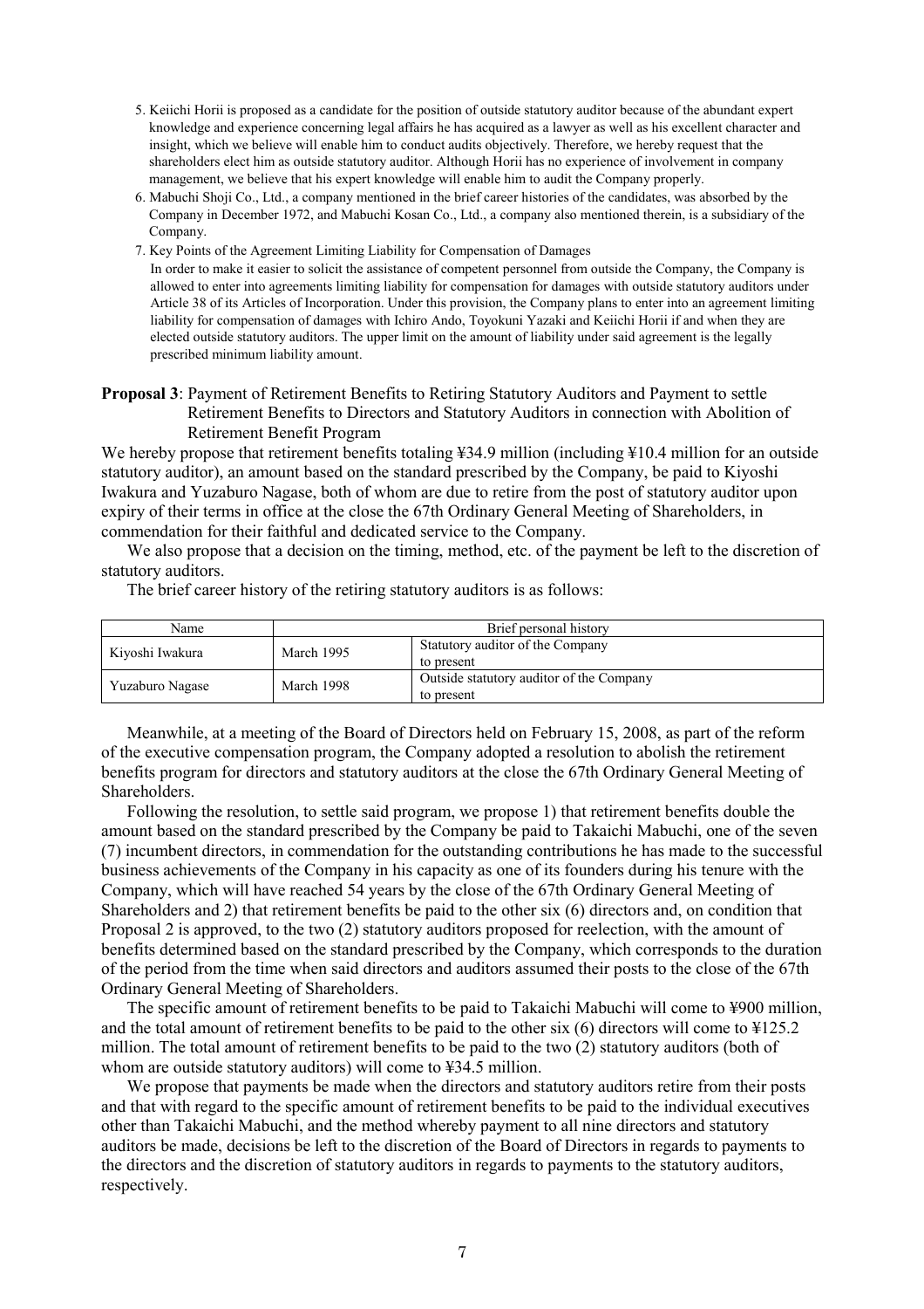5. Keiichi Horii is proposed as a candidate for the position of outside statutory auditor because of the abundant expert knowledge and experience concerning legal affairs he has acquired as a lawyer as well as his excellent character and insight, which we believe will enable him to conduct audits objectively. Therefore, we hereby request that the shareholders elect him as outside statutory auditor. Although Horii has no experience of involvement in company management, we believe that his expert knowledge will enable him to audit the Company properly.
6. Mabuchi Shoji Co., Ltd., a company mentioned in the brief career histories of the candidates, was absorbed by the Company in December 1972, and Mabuchi Kosan Co., Ltd., a company also mentioned therein, is a subsidiary of the Company.
7. Key Points of the Agreement Limiting Liability for Compensation of Damages
   In order to make it easier to solicit the assistance of competent personnel from outside the Company, the Company is allowed to enter into agreements limiting liability for compensation for damages with outside statutory auditors under Article 38 of its Articles of Incorporation. Under this provision, the Company plans to enter into an agreement limiting liability for compensation of damages with Ichiro Ando, Toyokuni Yazaki and Keiichi Horii if and when they are elected outside statutory auditors. The upper limit on the amount of liability under said agreement is the legally prescribed minimum liability amount.

**Proposal 3**: Payment of Retirement Benefits to Retiring Statutory Auditors and Payment to settle Retirement Benefits to Directors and Statutory Auditors in connection with Abolition of Retirement Benefit Program

We hereby propose that retirement benefits totaling ¥34.9 million (including ¥10.4 million for an outside statutory auditor), an amount based on the standard prescribed by the Company, be paid to Kiyoshi Iwakura and Yuzaburo Nagase, both of whom are due to retire from the post of statutory auditor upon expiry of their terms in office at the close the 67th Ordinary General Meeting of Shareholders, in commendation for their faithful and dedicated service to the Company.

We also propose that a decision on the timing, method, etc. of the payment be left to the discretion of statutory auditors.

The brief career history of the retiring statutory auditors is as follows:

| Name | Brief personal history | |
|---|---|---|
| Kiyoshi Iwakura | March 1995 | Statutory auditor of the Company to present |
| Yuzaburo Nagase | March 1998 | Outside statutory auditor of the Company to present |

Meanwhile, at a meeting of the Board of Directors held on February 15, 2008, as part of the reform of the executive compensation program, the Company adopted a resolution to abolish the retirement benefits program for directors and statutory auditors at the close the 67th Ordinary General Meeting of Shareholders.

Following the resolution, to settle said program, we propose 1) that retirement benefits double the amount based on the standard prescribed by the Company be paid to Takaichi Mabuchi, one of the seven (7) incumbent directors, in commendation for the outstanding contributions he has made to the successful business achievements of the Company in his capacity as one of its founders during his tenure with the Company, which will have reached 54 years by the close of the 67th Ordinary General Meeting of Shareholders and 2) that retirement benefits be paid to the other six (6) directors and, on condition that Proposal 2 is approved, to the two (2) statutory auditors proposed for reelection, with the amount of benefits determined based on the standard prescribed by the Company, which corresponds to the duration of the period from the time when said directors and auditors assumed their posts to the close of the 67th Ordinary General Meeting of Shareholders.

The specific amount of retirement benefits to be paid to Takaichi Mabuchi will come to ¥900 million, and the total amount of retirement benefits to be paid to the other six (6) directors will come to ¥125.2 million. The total amount of retirement benefits to be paid to the two (2) statutory auditors (both of whom are outside statutory auditors) will come to ¥34.5 million.

We propose that payments be made when the directors and statutory auditors retire from their posts and that with regard to the specific amount of retirement benefits to be paid to the individual executives other than Takaichi Mabuchi, and the method whereby payment to all nine directors and statutory auditors be made, decisions be left to the discretion of the Board of Directors in regards to payments to the directors and the discretion of statutory auditors in regards to payments to the statutory auditors, respectively.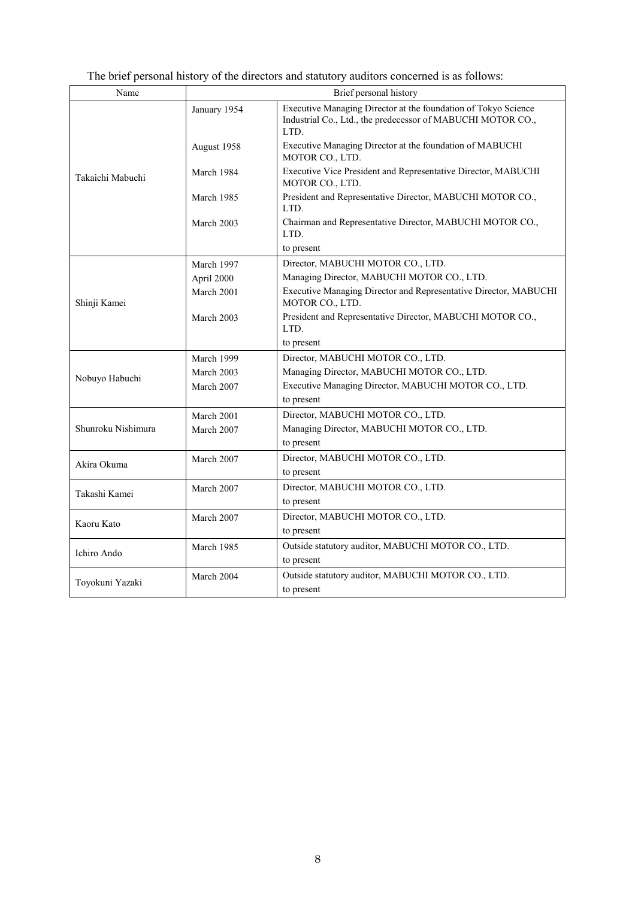The brief personal history of the directors and statutory auditors concerned is as follows:

| Name | Brief personal history | |
|---|---|---|
| Takaichi Mabuchi | January 1954 | Executive Managing Director at the foundation of Tokyo Science Industrial Co., Ltd., the predecessor of MABUCHI MOTOR CO., LTD. |
| | August 1958 | Executive Managing Director at the foundation of MABUCHI MOTOR CO., LTD. |
| | March 1984 | Executive Vice President and Representative Director, MABUCHI MOTOR CO., LTD. |
| | March 1985 | President and Representative Director, MABUCHI MOTOR CO., LTD. |
| | March 2003 | Chairman and Representative Director, MABUCHI MOTOR CO., LTD. |
| | | to present |
| Shinji Kamei | March 1997 | Director, MABUCHI MOTOR CO., LTD. |
| | April 2000 | Managing Director, MABUCHI MOTOR CO., LTD. |
| | March 2001 | Executive Managing Director and Representative Director, MABUCHI MOTOR CO., LTD. |
| | March 2003 | President and Representative Director, MABUCHI MOTOR CO., LTD. |
| | | to present |
| Nobuyo Habuchi | March 1999 | Director, MABUCHI MOTOR CO., LTD. |
| | March 2003 | Managing Director, MABUCHI MOTOR CO., LTD. |
| | March 2007 | Executive Managing Director, MABUCHI MOTOR CO., LTD. |
| | | to present |
| Shunroku Nishimura | March 2001 | Director, MABUCHI MOTOR CO., LTD. |
| | March 2007 | Managing Director, MABUCHI MOTOR CO., LTD. |
| | | to present |
| Akira Okuma | March 2007 | Director, MABUCHI MOTOR CO., LTD. |
| | | to present |
| Takashi Kamei | March 2007 | Director, MABUCHI MOTOR CO., LTD. |
| | | to present |
| Kaoru Kato | March 2007 | Director, MABUCHI MOTOR CO., LTD. |
| | | to present |
| Ichiro Ando | March 1985 | Outside statutory auditor, MABUCHI MOTOR CO., LTD. |
| | | to present |
| Toyokuni Yazaki | March 2004 | Outside statutory auditor, MABUCHI MOTOR CO., LTD. |
| | | to present |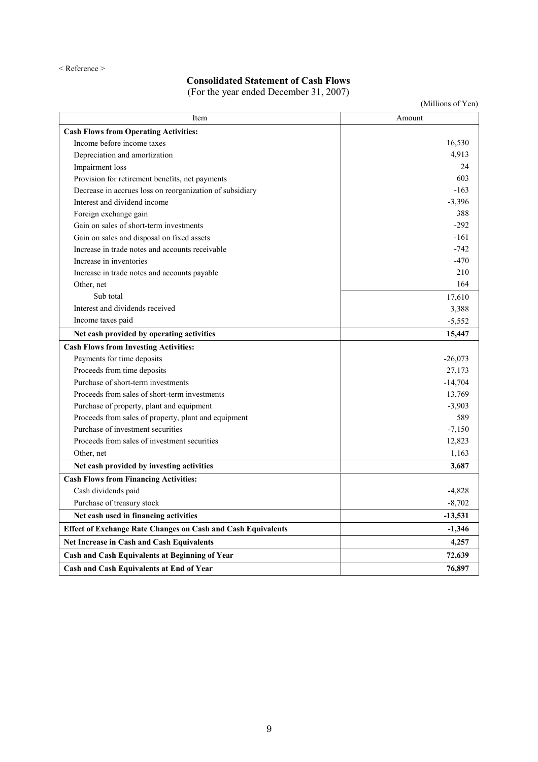< Reference >

## Consolidated Statement of Cash Flows

(For the year ended December 31, 2007)

(Millions of Yen)

| Item | Amount |
|---|---|
| **Cash Flows from Operating Activities:** | |
| Income before income taxes | 16,530 |
| Depreciation and amortization | 4,913 |
| Impairment loss | 24 |
| Provision for retirement benefits, net payments | 603 |
| Decrease in accrues loss on reorganization of subsidiary | -163 |
| Interest and dividend income | -3,396 |
| Foreign exchange gain | 388 |
| Gain on sales of short-term investments | -292 |
| Gain on sales and disposal on fixed assets | -161 |
| Increase in trade notes and accounts receivable | -742 |
| Increase in inventories | -470 |
| Increase in trade notes and accounts payable | 210 |
| Other, net | 164 |
| Sub total | 17,610 |
| Interest and dividends received | 3,388 |
| Income taxes paid | -5,552 |
| **Net cash provided by operating activities** | **15,447** |
| **Cash Flows from Investing Activities:** | |
| Payments for time deposits | -26,073 |
| Proceeds from time deposits | 27,173 |
| Purchase of short-term investments | -14,704 |
| Proceeds from sales of short-term investments | 13,769 |
| Purchase of property, plant and equipment | -3,903 |
| Proceeds from sales of property, plant and equipment | 589 |
| Purchase of investment securities | -7,150 |
| Proceeds from sales of investment securities | 12,823 |
| Other, net | 1,163 |
| **Net cash provided by investing activities** | **3,687** |
| **Cash Flows from Financing Activities:** | |
| Cash dividends paid | -4,828 |
| Purchase of treasury stock | -8,702 |
| **Net cash used in financing activities** | **-13,531** |
| **Effect of Exchange Rate Changes on Cash and Cash Equivalents** | **-1,346** |
| **Net Increase in Cash and Cash Equivalents** | **4,257** |
| **Cash and Cash Equivalents at Beginning of Year** | **72,639** |
| **Cash and Cash Equivalents at End of Year** | **76,897** |